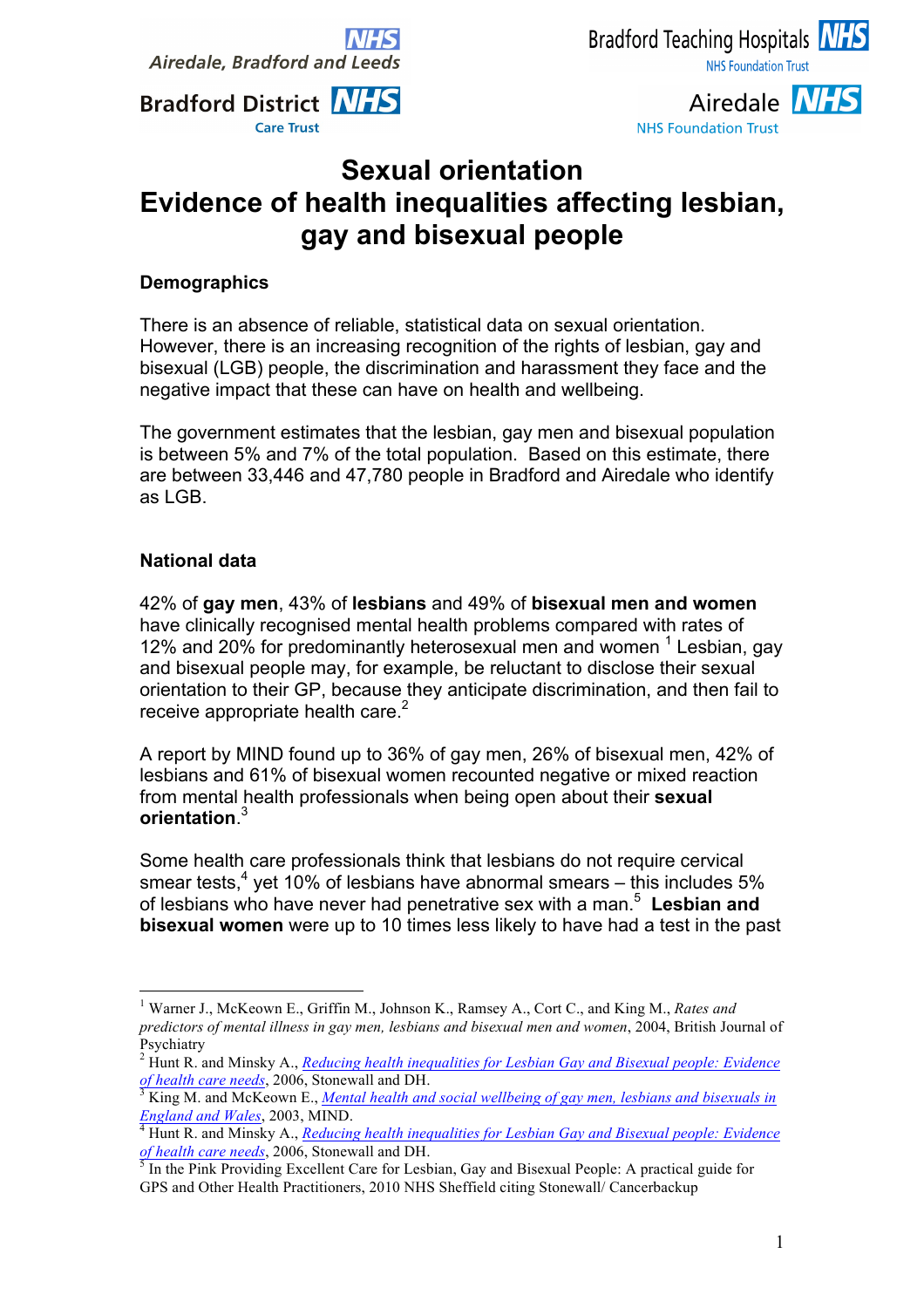Airedale, Bradford and Leeds NHS

Bradford District NHS Care Trust

Bradford Teaching Hospitals NHS Foundation Trust

Airedale NHS Foundation Trust

# Sexual orientation
# Evidence of health inequalities affecting lesbian, gay and bisexual people

## Demographics

There is an absence of reliable, statistical data on sexual orientation. However, there is an increasing recognition of the rights of lesbian, gay and bisexual (LGB) people, the discrimination and harassment they face and the negative impact that these can have on health and wellbeing.

The government estimates that the lesbian, gay men and bisexual population is between 5% and 7% of the total population. Based on this estimate, there are between 33,446 and 47,780 people in Bradford and Airedale who identify as LGB.

## National data

42% of **gay men**, 43% of **lesbians** and 49% of **bisexual men and women** have clinically recognised mental health problems compared with rates of 12% and 20% for predominantly heterosexual men and women [1] Lesbian, gay and bisexual people may, for example, be reluctant to disclose their sexual orientation to their GP, because they anticipate discrimination, and then fail to receive appropriate health care.[2]

A report by MIND found up to 36% of gay men, 26% of bisexual men, 42% of lesbians and 61% of bisexual women recounted negative or mixed reaction from mental health professionals when being open about their **sexual orientation**.[3]

Some health care professionals think that lesbians do not require cervical smear tests,[4] yet 10% of lesbians have abnormal smears – this includes 5% of lesbians who have never had penetrative sex with a man.[5] **Lesbian and bisexual women** were up to 10 times less likely to have had a test in the past

---

[1] Warner J., McKeown E., Griffin M., Johnson K., Ramsey A., Cort C., and King M., *Rates and predictors of mental illness in gay men, lesbians and bisexual men and women*, 2004, British Journal of Psychiatry

[2] Hunt R. and Minsky A., *Reducing health inequalities for Lesbian Gay and Bisexual people: Evidence of health care needs*, 2006, Stonewall and DH.

[3] King M. and McKeown E., *Mental health and social wellbeing of gay men, lesbians and bisexuals in England and Wales*, 2003, MIND.

[4] Hunt R. and Minsky A., *Reducing health inequalities for Lesbian Gay and Bisexual people: Evidence of health care needs*, 2006, Stonewall and DH.

[5] In the Pink Providing Excellent Care for Lesbian, Gay and Bisexual People: A practical guide for GPS and Other Health Practitioners, 2010 NHS Sheffield citing Stonewall/ Cancerbackup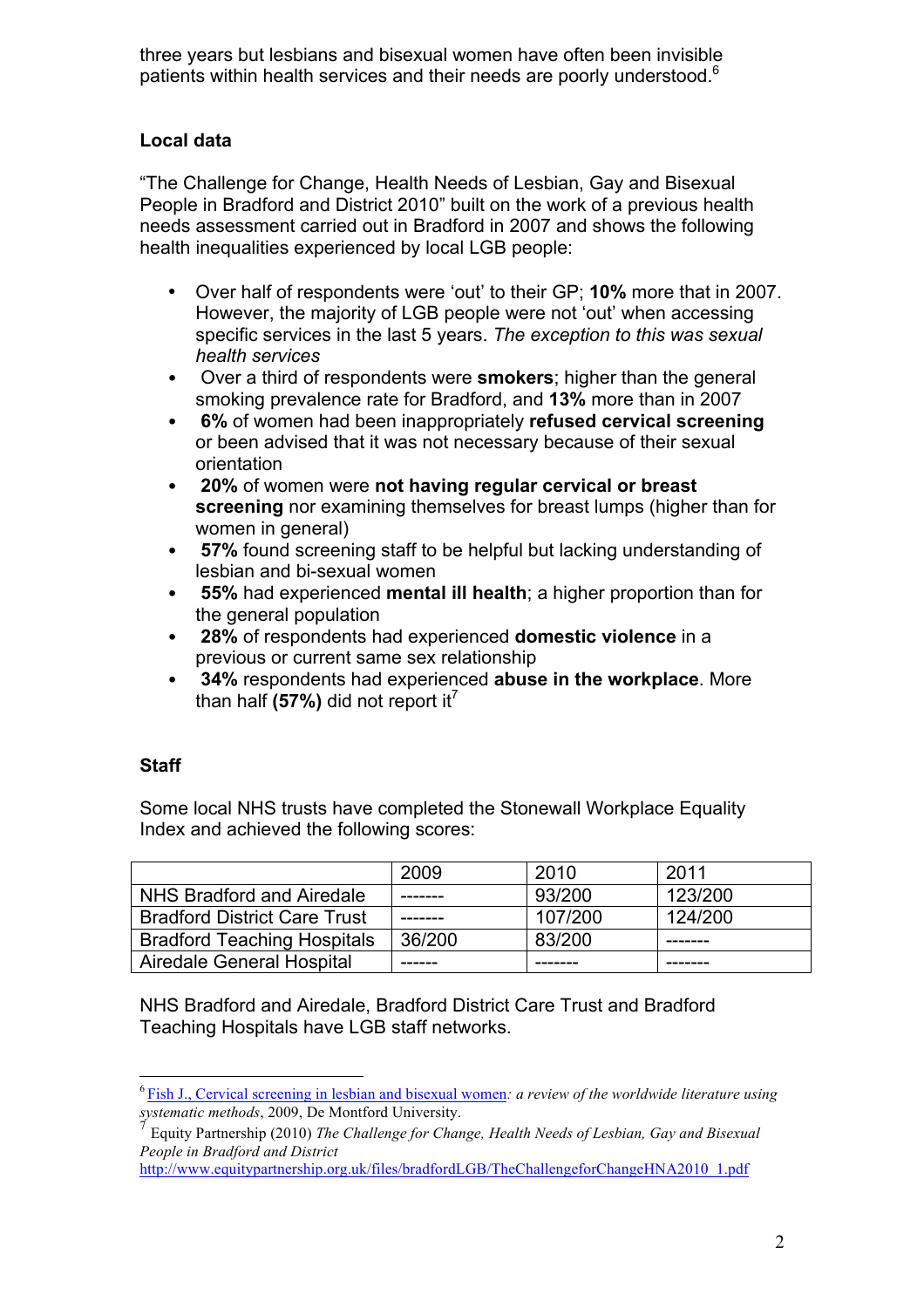three years but lesbians and bisexual women have often been invisible patients within health services and their needs are poorly understood.[6]

### Local data

"The Challenge for Change, Health Needs of Lesbian, Gay and Bisexual People in Bradford and District 2010" built on the work of a previous health needs assessment carried out in Bradford in 2007 and shows the following health inequalities experienced by local LGB people:

- Over half of respondents were 'out' to their GP; **10%** more that in 2007. However, the majority of LGB people were not 'out' when accessing specific services in the last 5 years. *The exception to this was sexual health services*
- Over a third of respondents were **smokers**; higher than the general smoking prevalence rate for Bradford, and **13%** more than in 2007
- **6%** of women had been inappropriately **refused cervical screening** or been advised that it was not necessary because of their sexual orientation
- **20%** of women were **not having regular cervical or breast screening** nor examining themselves for breast lumps (higher than for women in general)
- **57%** found screening staff to be helpful but lacking understanding of lesbian and bi-sexual women
- **55%** had experienced **mental ill health**; a higher proportion than for the general population
- **28%** of respondents had experienced **domestic violence** in a previous or current same sex relationship
- **34%** respondents had experienced **abuse in the workplace**. More than half **(57%)** did not report it[7]

### Staff

Some local NHS trusts have completed the Stonewall Workplace Equality Index and achieved the following scores:

| | 2009 | 2010 | 2011 |
|---|---|---|---|
| NHS Bradford and Airedale | ------- | 93/200 | 123/200 |
| Bradford District Care Trust | ------- | 107/200 | 124/200 |
| Bradford Teaching Hospitals | 36/200 | 83/200 | ------- |
| Airedale General Hospital | ------ | ------- | ------- |

NHS Bradford and Airedale, Bradford District Care Trust and Bradford Teaching Hospitals have LGB staff networks.

---

[6] Fish J., Cervical screening in lesbian and bisexual women: *a review of the worldwide literature using systematic methods*, 2009, De Montford University.

[7] Equity Partnership (2010) *The Challenge for Change, Health Needs of Lesbian, Gay and Bisexual People in Bradford and District* http://www.equitypartnership.org.uk/files/bradfordLGB/TheChallengeforChangeHNA2010_1.pdf